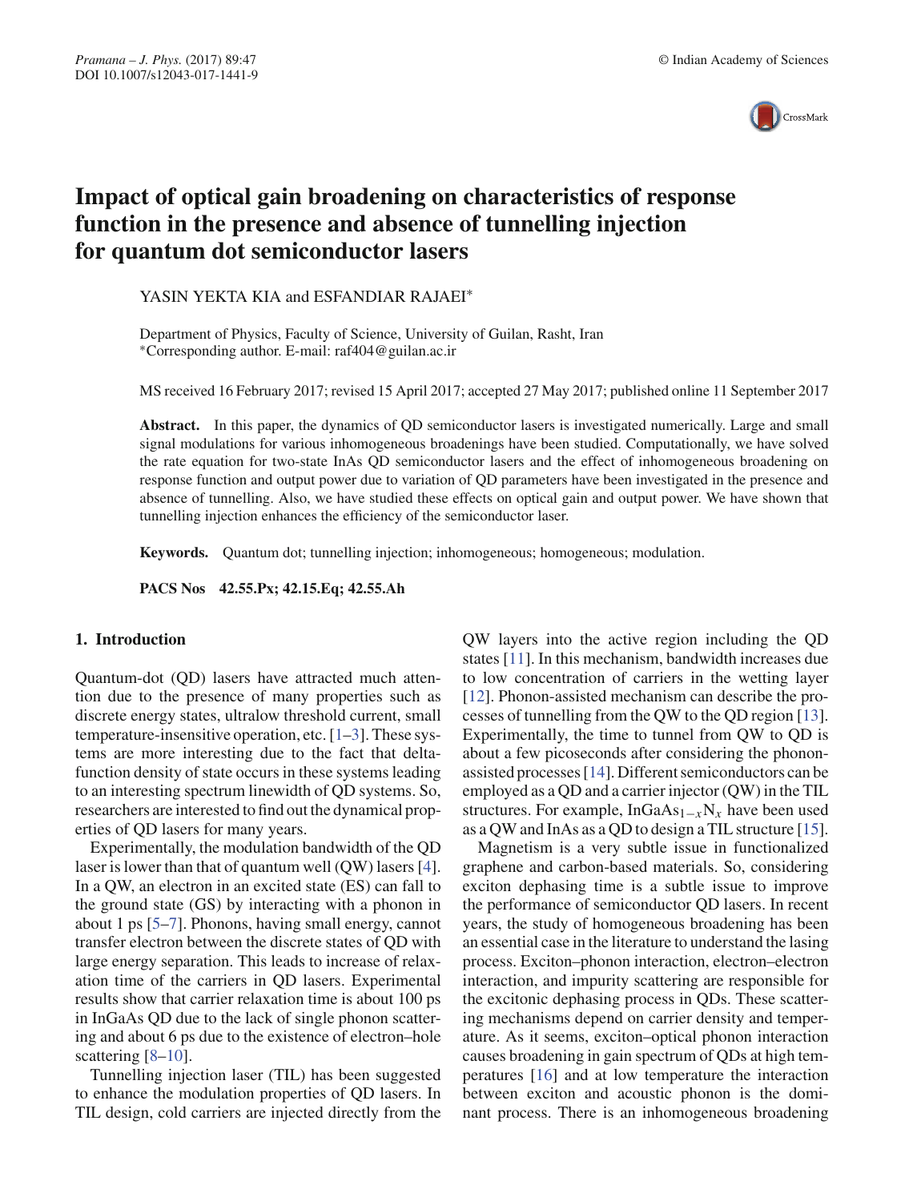# Impact of optical gain broadening on characteristics of response function in the presence and absence of tunnelling injection for quantum dot semiconductor lasers

YASIN YEKTA KIA and ESFANDIAR RAJAEI*

Department of Physics, Faculty of Science, University of Guilan, Rasht, Iran
*Corresponding author. E-mail: raf404@guilan.ac.ir

MS received 16 February 2017; revised 15 April 2017; accepted 27 May 2017; published online 11 September 2017

**Abstract.** In this paper, the dynamics of QD semiconductor lasers is investigated numerically. Large and small signal modulations for various inhomogeneous broadenings have been studied. Computationally, we have solved the rate equation for two-state InAs QD semiconductor lasers and the effect of inhomogeneous broadening on response function and output power due to variation of QD parameters have been investigated in the presence and absence of tunnelling. Also, we have studied these effects on optical gain and output power. We have shown that tunnelling injection enhances the efficiency of the semiconductor laser.

**Keywords.** Quantum dot; tunnelling injection; inhomogeneous; homogeneous; modulation.

**PACS Nos** 42.55.Px; 42.15.Eq; 42.55.Ah

## 1. Introduction

Quantum-dot (QD) lasers have attracted much attention due to the presence of many properties such as discrete energy states, ultralow threshold current, small temperature-insensitive operation, etc. [1–3]. These systems are more interesting due to the fact that delta-function density of state occurs in these systems leading to an interesting spectrum linewidth of QD systems. So, researchers are interested to find out the dynamical properties of QD lasers for many years.

Experimentally, the modulation bandwidth of the QD laser is lower than that of quantum well (QW) lasers [4]. In a QW, an electron in an excited state (ES) can fall to the ground state (GS) by interacting with a phonon in about 1 ps [5–7]. Phonons, having small energy, cannot transfer electron between the discrete states of QD with large energy separation. This leads to increase of relaxation time of the carriers in QD lasers. Experimental results show that carrier relaxation time is about 100 ps in InGaAs QD due to the lack of single phonon scattering and about 6 ps due to the existence of electron–hole scattering [8–10].

Tunnelling injection laser (TIL) has been suggested to enhance the modulation properties of QD lasers. In TIL design, cold carriers are injected directly from the QW layers into the active region including the QD states [11]. In this mechanism, bandwidth increases due to low concentration of carriers in the wetting layer [12]. Phonon-assisted mechanism can describe the processes of tunnelling from the QW to the QD region [13]. Experimentally, the time to tunnel from QW to QD is about a few picoseconds after considering the phonon-assisted processes [14]. Different semiconductors can be employed as a QD and a carrier injector (QW) in the TIL structures. For example, $InGaAs_{1-x}N_x$ have been used as a QW and InAs as a QD to design a TIL structure [15].

Magnetism is a very subtle issue in functionalized graphene and carbon-based materials. So, considering exciton dephasing time is a subtle issue to improve the performance of semiconductor QD lasers. In recent years, the study of homogeneous broadening has been an essential case in the literature to understand the lasing process. Exciton–phonon interaction, electron–electron interaction, and impurity scattering are responsible for the excitonic dephasing process in QDs. These scattering mechanisms depend on carrier density and temperature. As it seems, exciton–optical phonon interaction causes broadening in gain spectrum of QDs at high temperatures [16] and at low temperature the interaction between exciton and acoustic phonon is the dominant process. There is an inhomogeneous broadening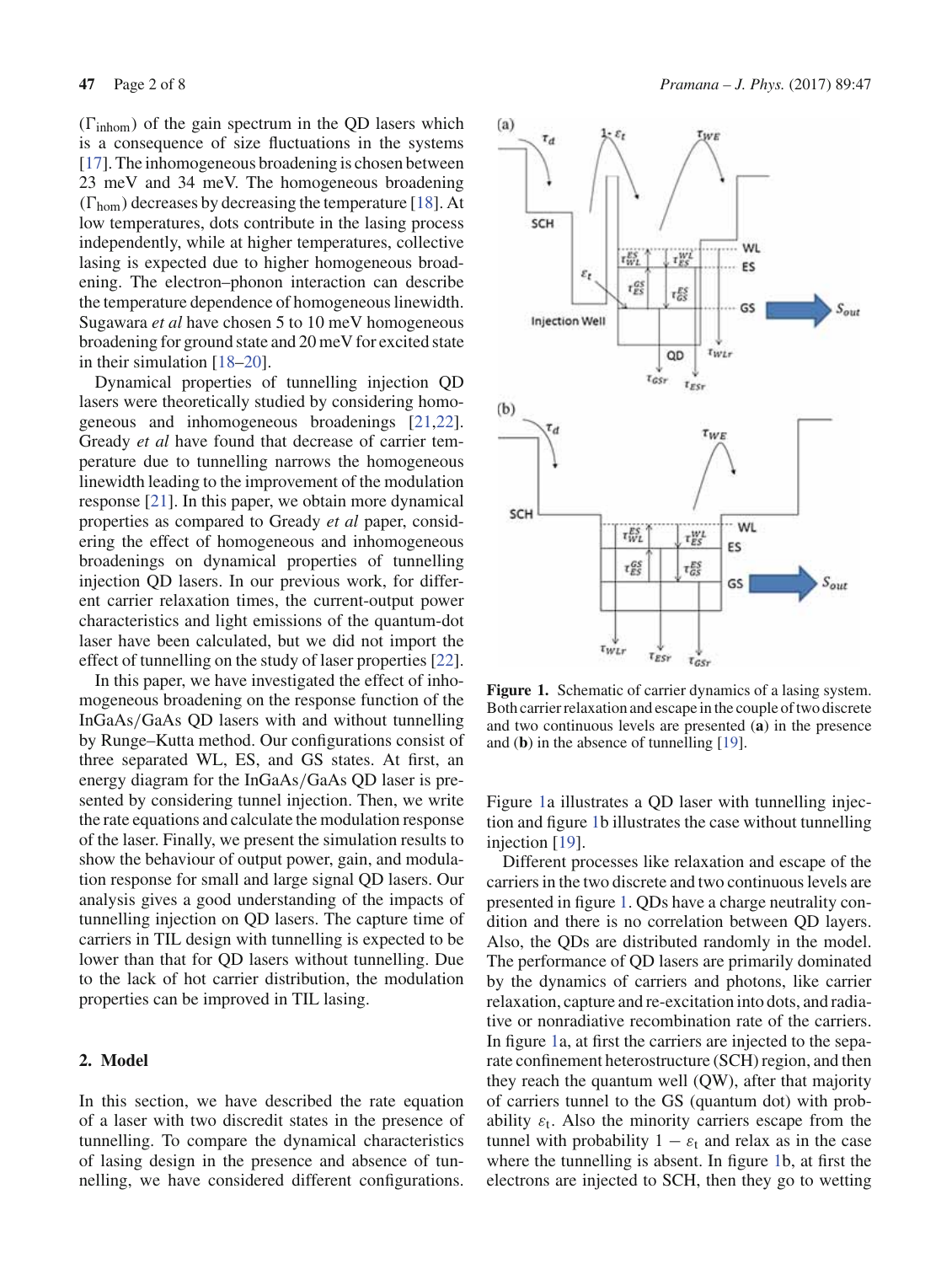($\Gamma_{\text{inhom}}$) of the gain spectrum in the QD lasers which is a consequence of size fluctuations in the systems [17]. The inhomogeneous broadening is chosen between 23 meV and 34 meV. The homogeneous broadening ($\Gamma_{\text{hom}}$) decreases by decreasing the temperature [18]. At low temperatures, dots contribute in the lasing process independently, while at higher temperatures, collective lasing is expected due to higher homogeneous broadening. The electron–phonon interaction can describe the temperature dependence of homogeneous linewidth. Sugawara *et al* have chosen 5 to 10 meV homogeneous broadening for ground state and 20 meV for excited state in their simulation [18–20].

Dynamical properties of tunnelling injection QD lasers were theoretically studied by considering homogeneous and inhomogeneous broadenings [21,22]. Gready *et al* have found that decrease of carrier temperature due to tunnelling narrows the homogeneous linewidth leading to the improvement of the modulation response [21]. In this paper, we obtain more dynamical properties as compared to Gready *et al* paper, considering the effect of homogeneous and inhomogeneous broadenings on dynamical properties of tunnelling injection QD lasers. In our previous work, for different carrier relaxation times, the current-output power characteristics and light emissions of the quantum-dot laser have been calculated, but we did not import the effect of tunnelling on the study of laser properties [22].

In this paper, we have investigated the effect of inhomogeneous broadening on the response function of the InGaAs/GaAs QD lasers with and without tunnelling by Runge–Kutta method. Our configurations consist of three separated WL, ES, and GS states. At first, an energy diagram for the InGaAs/GaAs QD laser is presented by considering tunnel injection. Then, we write the rate equations and calculate the modulation response of the laser. Finally, we present the simulation results to show the behaviour of output power, gain, and modulation response for small and large signal QD lasers. Our analysis gives a good understanding of the impacts of tunnelling injection on QD lasers. The capture time of carriers in TIL design with tunnelling is expected to be lower than that for QD lasers without tunnelling. Due to the lack of hot carrier distribution, the modulation properties can be improved in TIL lasing.

## 2. Model

In this section, we have described the rate equation of a laser with two discredit states in the presence of tunnelling. To compare the dynamical characteristics of lasing design in the presence and absence of tunnelling, we have considered different configurations.

**Figure 1.** Schematic of carrier dynamics of a lasing system. Both carrier relaxation and escape in the couple of two discrete and two continuous levels are presented (**a**) in the presence and (**b**) in the absence of tunnelling [19].

Figure 1a illustrates a QD laser with tunnelling injection and figure 1b illustrates the case without tunnelling injection [19].

Different processes like relaxation and escape of the carriers in the two discrete and two continuous levels are presented in figure 1. QDs have a charge neutrality condition and there is no correlation between QD layers. Also, the QDs are distributed randomly in the model. The performance of QD lasers are primarily dominated by the dynamics of carriers and photons, like carrier relaxation, capture and re-excitation into dots, and radiative or nonradiative recombination rate of the carriers. In figure 1a, at first the carriers are injected to the separate confinement heterostructure (SCH) region, and then they reach the quantum well (QW), after that majority of carriers tunnel to the GS (quantum dot) with probability $\varepsilon_t$. Also the minority carriers escape from the tunnel with probability $1 - \varepsilon_t$ and relax as in the case where the tunnelling is absent. In figure 1b, at first the electrons are injected to SCH, then they go to wetting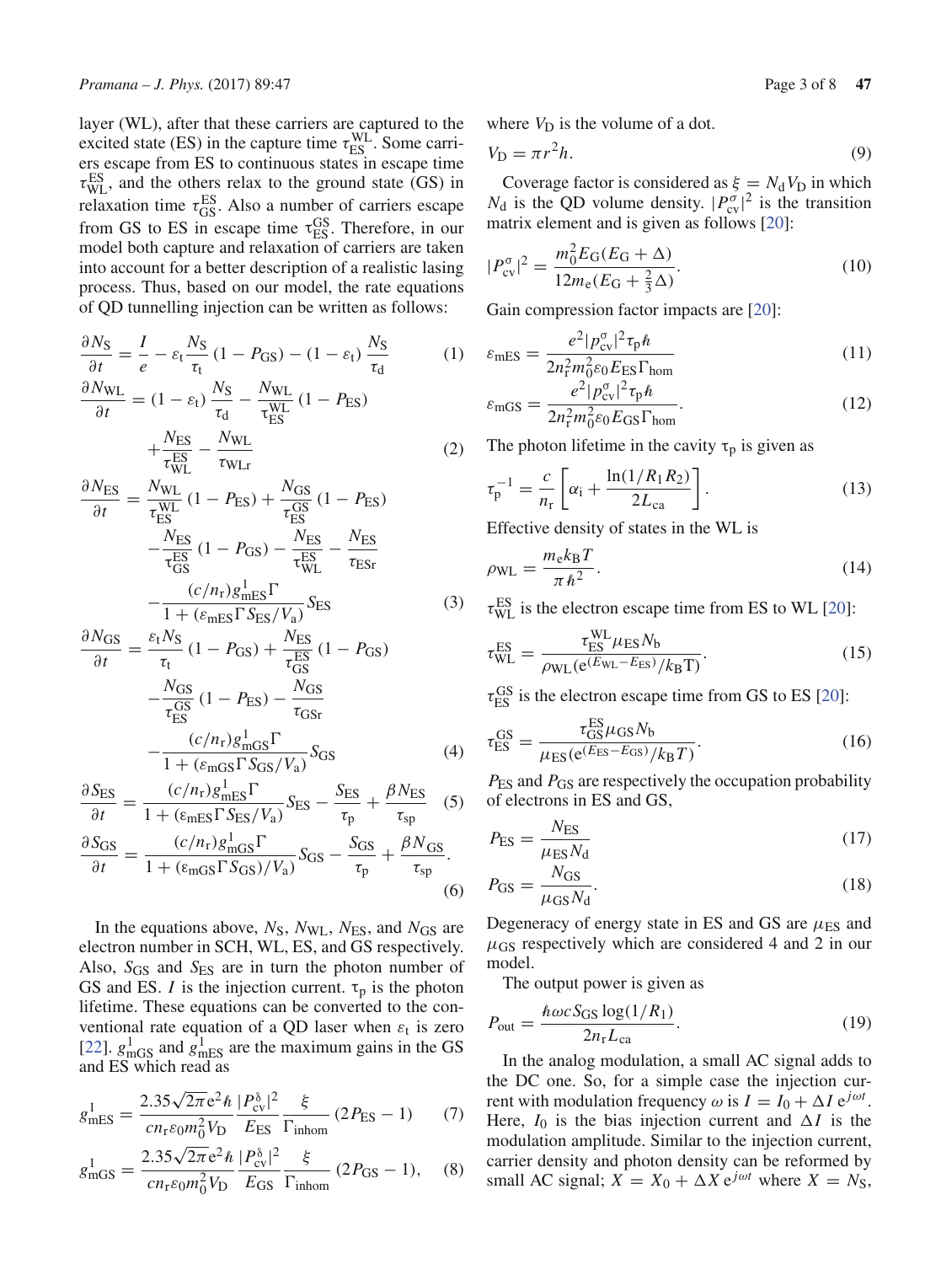layer (WL), after that these carriers are captured to the excited state (ES) in the capture time $\tau_{\mathrm{ES}}^{\mathrm{WL}}$. Some carriers escape from ES to continuous states in escape time $\tau_{\mathrm{WL}}^{\mathrm{ES}}$, and the others relax to the ground state (GS) in relaxation time $\tau_{\mathrm{GS}}^{\mathrm{ES}}$. Also a number of carriers escape from GS to ES in escape time $\tau_{\mathrm{ES}}^{\mathrm{GS}}$. Therefore, in our model both capture and relaxation of carriers are taken into account for a better description of a realistic lasing process. Thus, based on our model, the rate equations of QD tunnelling injection can be written as follows:

$$\frac{\partial N_{\mathrm{S}}}{\partial t} = \frac{I}{e} - \varepsilon_{\mathrm{t}}\frac{N_{\mathrm{S}}}{\tau_{\mathrm{t}}}(1-P_{\mathrm{GS}}) - (1-\varepsilon_{\mathrm{t}})\frac{N_{\mathrm{S}}}{\tau_{\mathrm{d}}} \tag{1}$$

$$\frac{\partial N_{\mathrm{WL}}}{\partial t} = (1-\varepsilon_{\mathrm{t}})\frac{N_{\mathrm{S}}}{\tau_{\mathrm{d}}} - \frac{N_{\mathrm{WL}}}{\tau_{\mathrm{ES}}^{\mathrm{WL}}}(1-P_{\mathrm{ES}}) + \frac{N_{\mathrm{ES}}}{\tau_{\mathrm{WL}}^{\mathrm{ES}}} - \frac{N_{\mathrm{WL}}}{\tau_{\mathrm{WLr}}} \tag{2}$$

$$\frac{\partial N_{\mathrm{ES}}}{\partial t} = \frac{N_{\mathrm{WL}}}{\tau_{\mathrm{ES}}^{\mathrm{WL}}}(1-P_{\mathrm{ES}}) + \frac{N_{\mathrm{GS}}}{\tau_{\mathrm{ES}}^{\mathrm{GS}}}(1-P_{\mathrm{ES}}) - \frac{N_{\mathrm{ES}}}{\tau_{\mathrm{GS}}^{\mathrm{ES}}}(1-P_{\mathrm{GS}}) - \frac{N_{\mathrm{ES}}}{\tau_{\mathrm{WL}}^{\mathrm{ES}}} - \frac{N_{\mathrm{ES}}}{\tau_{\mathrm{ESr}}} - \frac{(c/n_{\mathrm{r}})g_{\mathrm{mES}}^{1}\Gamma}{1+(\varepsilon_{\mathrm{mES}}\Gamma S_{\mathrm{ES}}/V_{\mathrm{a}})}S_{\mathrm{ES}} \tag{3}$$

$$\frac{\partial N_{\mathrm{GS}}}{\partial t} = \frac{\varepsilon_{\mathrm{t}}N_{\mathrm{S}}}{\tau_{\mathrm{t}}}(1-P_{\mathrm{GS}}) + \frac{N_{\mathrm{ES}}}{\tau_{\mathrm{GS}}^{\mathrm{ES}}}(1-P_{\mathrm{GS}}) - \frac{N_{\mathrm{GS}}}{\tau_{\mathrm{ES}}^{\mathrm{GS}}}(1-P_{\mathrm{ES}}) - \frac{N_{\mathrm{GS}}}{\tau_{\mathrm{GSr}}} - \frac{(c/n_{\mathrm{r}})g_{\mathrm{mGS}}^{1}\Gamma}{1+(\varepsilon_{\mathrm{mGS}}\Gamma S_{\mathrm{GS}}/V_{\mathrm{a}})}S_{\mathrm{GS}} \tag{4}$$

$$\frac{\partial S_{\mathrm{ES}}}{\partial t} = \frac{(c/n_{\mathrm{r}})g_{\mathrm{mES}}^{1}\Gamma}{1+(\varepsilon_{\mathrm{mES}}\Gamma S_{\mathrm{ES}}/V_{\mathrm{a}})}S_{\mathrm{ES}} - \frac{S_{\mathrm{ES}}}{\tau_{\mathrm{p}}} + \frac{\beta N_{\mathrm{ES}}}{\tau_{\mathrm{sp}}} \tag{5}$$

$$\frac{\partial S_{\mathrm{GS}}}{\partial t} = \frac{(c/n_{\mathrm{r}})g_{\mathrm{mGS}}^{1}\Gamma}{1+(\varepsilon_{\mathrm{mGS}}\Gamma S_{\mathrm{GS}})/V_{\mathrm{a}})}S_{\mathrm{GS}} - \frac{S_{\mathrm{GS}}}{\tau_{\mathrm{p}}} + \frac{\beta N_{\mathrm{GS}}}{\tau_{\mathrm{sp}}}. \tag{6}$$

In the equations above, $N_{\mathrm{S}}$, $N_{\mathrm{WL}}$, $N_{\mathrm{ES}}$, and $N_{\mathrm{GS}}$ are electron number in SCH, WL, ES, and GS respectively. Also, $S_{\mathrm{GS}}$ and $S_{\mathrm{ES}}$ are in turn the photon number of GS and ES. $I$ is the injection current. $\tau_{\mathrm{p}}$ is the photon lifetime. These equations can be converted to the conventional rate equation of a QD laser when $\varepsilon_{\mathrm{t}}$ is zero [22]. $g_{\mathrm{mGS}}^{1}$ and $g_{\mathrm{mES}}^{1}$ are the maximum gains in the GS and ES which read as

$$g_{\mathrm{mES}}^{1} = \frac{2.35\sqrt{2\pi}e^{2}\hbar}{cn_{\mathrm{r}}\varepsilon_{0}m_{0}^{2}V_{\mathrm{D}}}\frac{|P_{\mathrm{cv}}^{\delta}|^{2}}{E_{\mathrm{ES}}}\frac{\xi}{\Gamma_{\mathrm{inhom}}}(2P_{\mathrm{ES}}-1) \tag{7}$$

$$g_{\mathrm{mGS}}^{1} = \frac{2.35\sqrt{2\pi}e^{2}\hbar}{cn_{\mathrm{r}}\varepsilon_{0}m_{0}^{2}V_{\mathrm{D}}}\frac{|P_{\mathrm{cv}}^{\delta}|^{2}}{E_{\mathrm{GS}}}\frac{\xi}{\Gamma_{\mathrm{inhom}}}(2P_{\mathrm{GS}}-1), \tag{8}$$

where $V_{\mathrm{D}}$ is the volume of a dot.

$$V_{\mathrm{D}} = \pi r^{2}h. \tag{9}$$

Coverage factor is considered as $\xi = N_{\mathrm{d}}V_{\mathrm{D}}$ in which $N_{\mathrm{d}}$ is the QD volume density. $|P_{\mathrm{cv}}^{\sigma}|^{2}$ is the transition matrix element and is given as follows [20]:

$$|P_{\mathrm{cv}}^{\sigma}|^{2} = \frac{m_{0}^{2}E_{\mathrm{G}}(E_{\mathrm{G}}+\Delta)}{12m_{\mathrm{e}}(E_{\mathrm{G}}+\frac{2}{3}\Delta)}. \tag{10}$$

Gain compression factor impacts are [20]:

$$\varepsilon_{\mathrm{mES}} = \frac{e^{2}|p_{\mathrm{cv}}^{\sigma}|^{2}\tau_{\mathrm{p}}\hbar}{2n_{\mathrm{r}}^{2}m_{0}^{2}\varepsilon_{0}E_{\mathrm{ES}}\Gamma_{\mathrm{hom}}} \tag{11}$$

$$\varepsilon_{\mathrm{mGS}} = \frac{e^{2}|p_{\mathrm{cv}}^{\sigma}|^{2}\tau_{\mathrm{p}}\hbar}{2n_{\mathrm{r}}^{2}m_{0}^{2}\varepsilon_{0}E_{\mathrm{GS}}\Gamma_{\mathrm{hom}}}. \tag{12}$$

The photon lifetime in the cavity $\tau_{\mathrm{p}}$ is given as

$$\tau_{\mathrm{p}}^{-1} = \frac{c}{n_{\mathrm{r}}}\left[\alpha_{\mathrm{i}} + \frac{\ln(1/R_{1}R_{2})}{2L_{\mathrm{ca}}}\right]. \tag{13}$$

Effective density of states in the WL is

$$\rho_{\mathrm{WL}} = \frac{m_{\mathrm{e}}k_{\mathrm{B}}T}{\pi\hbar^{2}}. \tag{14}$$

$\tau_{\mathrm{WL}}^{\mathrm{ES}}$ is the electron escape time from ES to WL [20]:

$$\tau_{\mathrm{WL}}^{\mathrm{ES}} = \frac{\tau_{\mathrm{ES}}^{\mathrm{WL}}\mu_{\mathrm{ES}}N_{\mathrm{b}}}{\rho_{\mathrm{WL}}(\mathrm{e}^{(E_{\mathrm{WL}}-E_{\mathrm{ES}})}/k_{\mathrm{B}}\mathrm{T})}. \tag{15}$$

$\tau_{\mathrm{ES}}^{\mathrm{GS}}$ is the electron escape time from GS to ES [20]:

$$\tau_{\mathrm{ES}}^{\mathrm{GS}} = \frac{\tau_{\mathrm{GS}}^{\mathrm{ES}}\mu_{\mathrm{GS}}N_{\mathrm{b}}}{\mu_{\mathrm{ES}}(\mathrm{e}^{(E_{\mathrm{ES}}-E_{\mathrm{GS}})}/k_{\mathrm{B}}T)}. \tag{16}$$

$P_{\mathrm{ES}}$ and $P_{\mathrm{GS}}$ are respectively the occupation probability of electrons in ES and GS,

$$P_{\mathrm{ES}} = \frac{N_{\mathrm{ES}}}{\mu_{\mathrm{ES}}N_{\mathrm{d}}} \tag{17}$$

$$P_{\mathrm{GS}} = \frac{N_{\mathrm{GS}}}{\mu_{\mathrm{GS}}N_{\mathrm{d}}}. \tag{18}$$

Degeneracy of energy state in ES and GS are $\mu_{\mathrm{ES}}$ and $\mu_{\mathrm{GS}}$ respectively which are considered 4 and 2 in our model.

The output power is given as

$$P_{\mathrm{out}} = \frac{\hbar\omega c S_{\mathrm{GS}}\log(1/R_{1})}{2n_{\mathrm{r}}L_{\mathrm{ca}}}. \tag{19}$$

In the analog modulation, a small AC signal adds to the DC one. So, for a simple case the injection current with modulation frequency $\omega$ is $I = I_{0} + \Delta I\,\mathrm{e}^{j\omega t}$. Here, $I_{0}$ is the bias injection current and $\Delta I$ is the modulation amplitude. Similar to the injection current, carrier density and photon density can be reformed by small AC signal; $X = X_{0} + \Delta X\,\mathrm{e}^{j\omega t}$ where $X = N_{\mathrm{S}}$,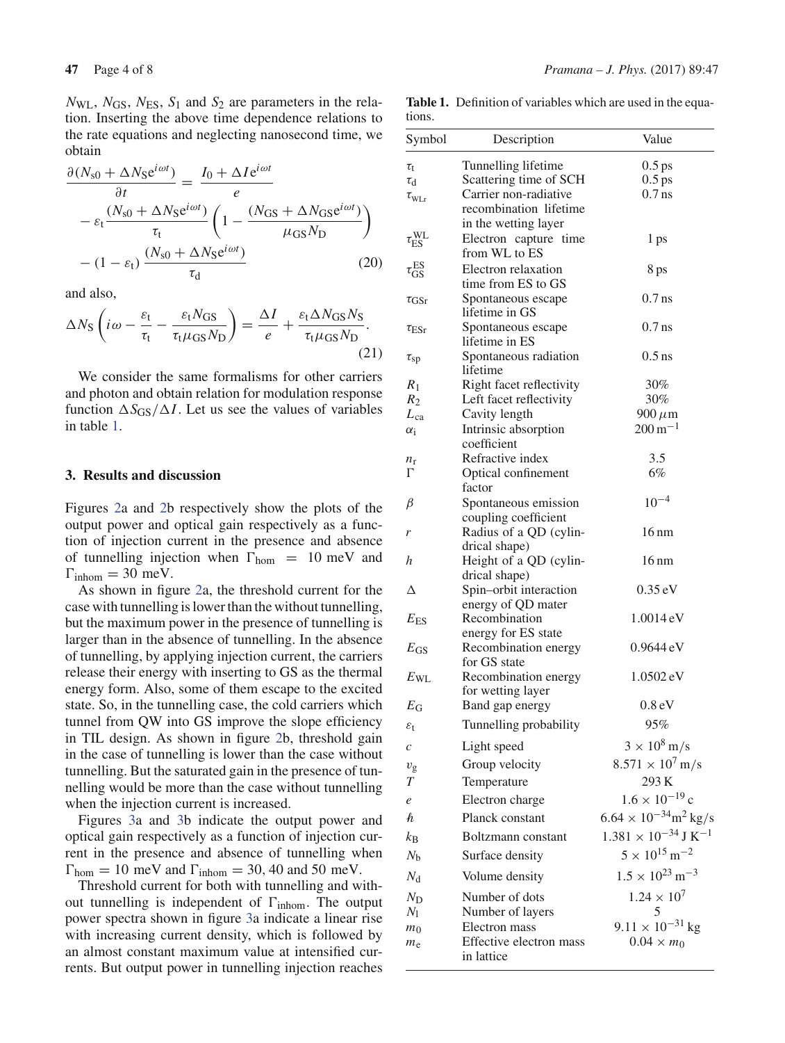$N_{WL}$, $N_{GS}$, $N_{ES}$, $S_1$ and $S_2$ are parameters in the relation. Inserting the above time dependence relations to the rate equations and neglecting nanosecond time, we obtain

$$\frac{\partial(N_{s0}+\Delta N_S e^{i\omega t})}{\partial t}=\frac{I_0+\Delta I e^{i\omega t}}{e}-\varepsilon_t\frac{(N_{s0}+\Delta N_S e^{i\omega t})}{\tau_t}\left(1-\frac{(N_{GS}+\Delta N_{GS}e^{i\omega t})}{\mu_{GS}N_D}\right)-(1-\varepsilon_t)\frac{(N_{s0}+\Delta N_S e^{i\omega t})}{\tau_d} \tag{20}$$

and also,

$$\Delta N_S\left(i\omega-\frac{\varepsilon_t}{\tau_t}-\frac{\varepsilon_t N_{GS}}{\tau_t\mu_{GS}N_D}\right)=\frac{\Delta I}{e}+\frac{\varepsilon_t\Delta N_{GS}N_S}{\tau_t\mu_{GS}N_D}. \tag{21}$$

We consider the same formalisms for other carriers and photon and obtain relation for modulation response function $\Delta S_{GS}/\Delta I$. Let us see the values of variables in table 1.

## 3. Results and discussion

Figures 2a and 2b respectively show the plots of the output power and optical gain respectively as a function of injection current in the presence and absence of tunnelling injection when $\Gamma_{hom} = 10$ meV and $\Gamma_{inhom} = 30$ meV.

As shown in figure 2a, the threshold current for the case with tunnelling is lower than the without tunnelling, but the maximum power in the presence of tunnelling is larger than in the absence of tunnelling. In the absence of tunnelling, by applying injection current, the carriers release their energy with inserting to GS as the thermal energy form. Also, some of them escape to the excited state. So, in the tunnelling case, the cold carriers which tunnel from QW into GS improve the slope efficiency in TIL design. As shown in figure 2b, threshold gain in the case of tunnelling is lower than the case without tunnelling. But the saturated gain in the presence of tunnelling would be more than the case without tunnelling when the injection current is increased.

Figures 3a and 3b indicate the output power and optical gain respectively as a function of injection current in the presence and absence of tunnelling when $\Gamma_{hom} = 10$ meV and $\Gamma_{inhom} = 30$, 40 and 50 meV.

Threshold current for both with tunnelling and without tunnelling is independent of $\Gamma_{inhom}$. The output power spectra shown in figure 3a indicate a linear rise with increasing current density, which is followed by an almost constant maximum value at intensified currents. But output power in tunnelling injection reaches

**Table 1.** Definition of variables which are used in the equations.

| Symbol | Description | Value |
|---|---|---|
| $\tau_t$ | Tunnelling lifetime | 0.5 ps |
| $\tau_d$ | Scattering time of SCH | 0.5 ps |
| $\tau_{WLr}$ | Carrier non-radiative recombination lifetime in the wetting layer | 0.7 ns |
| $\tau_{ES}^{WL}$ | Electron capture time from WL to ES | 1 ps |
| $\tau_{GS}^{ES}$ | Electron relaxation time from ES to GS | 8 ps |
| $\tau_{GSr}$ | Spontaneous escape lifetime in GS | 0.7 ns |
| $\tau_{ESr}$ | Spontaneous escape lifetime in ES | 0.7 ns |
| $\tau_{sp}$ | Spontaneous radiation lifetime | 0.5 ns |
| $R_1$ | Right facet reflectivity | 30% |
| $R_2$ | Left facet reflectivity | 30% |
| $L_{ca}$ | Cavity length | 900 $\mu$m |
| $\alpha_i$ | Intrinsic absorption coefficient | 200 $m^{-1}$ |
| $n_r$ | Refractive index | 3.5 |
| $\Gamma$ | Optical confinement factor | 6% |
| $\beta$ | Spontaneous emission coupling coefficient | $10^{-4}$ |
| $r$ | Radius of a QD (cylindrical shape) | 16 nm |
| $h$ | Height of a QD (cylindrical shape) | 16 nm |
| $\Delta$ | Spin–orbit interaction energy of QD mater | 0.35 eV |
| $E_{ES}$ | Recombination energy for ES state | 1.0014 eV |
| $E_{GS}$ | Recombination energy for GS state | 0.9644 eV |
| $E_{WL}$ | Recombination energy for wetting layer | 1.0502 eV |
| $E_G$ | Band gap energy | 0.8 eV |
| $\varepsilon_t$ | Tunnelling probability | 95% |
| $c$ | Light speed | $3 \times 10^8$ m/s |
| $v_g$ | Group velocity | $8.571 \times 10^7$ m/s |
| $T$ | Temperature | 293 K |
| $e$ | Electron charge | $1.6 \times 10^{-19}$ c |
| $\hbar$ | Planck constant | $6.64 \times 10^{-34} m^2$ kg/s |
| $k_B$ | Boltzmann constant | $1.381 \times 10^{-34}$ J $K^{-1}$ |
| $N_b$ | Surface density | $5 \times 10^{15}$ $m^{-2}$ |
| $N_d$ | Volume density | $1.5 \times 10^{23}$ $m^{-3}$ |
| $N_D$ | Number of dots | $1.24 \times 10^7$ |
| $N_l$ | Number of layers | 5 |
| $m_0$ | Electron mass | $9.11 \times 10^{-31}$ kg |
| $m_e$ | Effective electron mass in lattice | $0.04 \times m_0$ |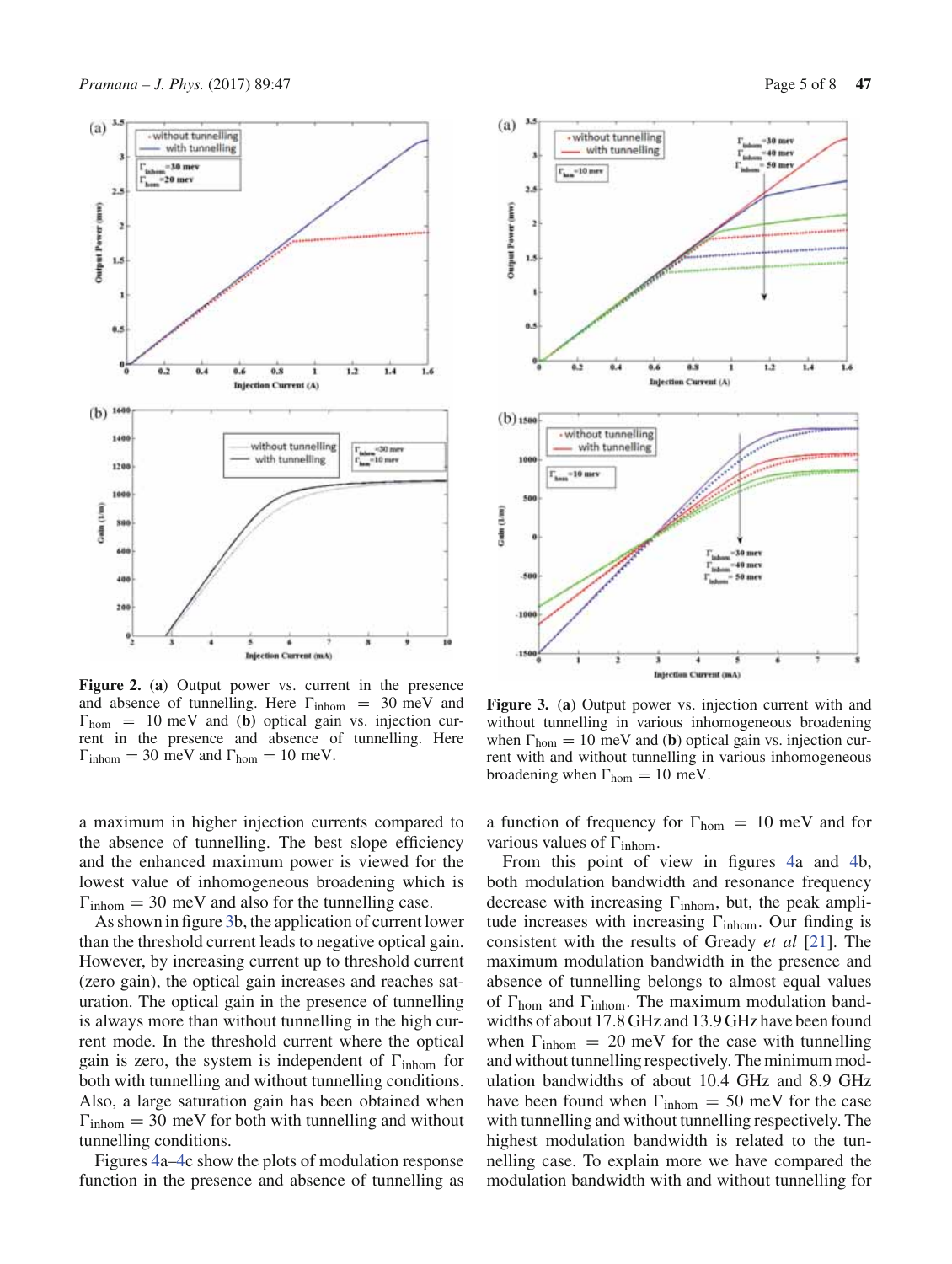**Figure 2.** (**a**) Output power vs. current in the presence and absence of tunnelling. Here $\Gamma_{inhom} = 30$ meV and $\Gamma_{hom} = 10$ meV and (**b**) optical gain vs. injection current in the presence and absence of tunnelling. Here $\Gamma_{inhom} = 30$ meV and $\Gamma_{hom} = 10$ meV.

**Figure 3.** (**a**) Output power vs. injection current with and without tunnelling in various inhomogeneous broadening when $\Gamma_{hom} = 10$ meV and (**b**) optical gain vs. injection current with and without tunnelling in various inhomogeneous broadening when $\Gamma_{hom} = 10$ meV.

a maximum in higher injection currents compared to the absence of tunnelling. The best slope efficiency and the enhanced maximum power is viewed for the lowest value of inhomogeneous broadening which is $\Gamma_{inhom} = 30$ meV and also for the tunnelling case.

As shown in figure 3b, the application of current lower than the threshold current leads to negative optical gain. However, by increasing current up to threshold current (zero gain), the optical gain increases and reaches saturation. The optical gain in the presence of tunnelling is always more than without tunnelling in the high current mode. In the threshold current where the optical gain is zero, the system is independent of $\Gamma_{inhom}$ for both with tunnelling and without tunnelling conditions. Also, a large saturation gain has been obtained when $\Gamma_{inhom} = 30$ meV for both with tunnelling and without tunnelling conditions.

Figures 4a–4c show the plots of modulation response function in the presence and absence of tunnelling as a function of frequency for $\Gamma_{hom} = 10$ meV and for various values of $\Gamma_{inhom}$.

From this point of view in figures 4a and 4b, both modulation bandwidth and resonance frequency decrease with increasing $\Gamma_{inhom}$, but, the peak amplitude increases with increasing $\Gamma_{inhom}$. Our finding is consistent with the results of Gready *et al* [21]. The maximum modulation bandwidth in the presence and absence of tunnelling belongs to almost equal values of $\Gamma_{hom}$ and $\Gamma_{inhom}$. The maximum modulation bandwidths of about 17.8 GHz and 13.9 GHz have been found when $\Gamma_{inhom} = 20$ meV for the case with tunnelling and without tunnelling respectively. The minimum modulation bandwidths of about 10.4 GHz and 8.9 GHz have been found when $\Gamma_{inhom} = 50$ meV for the case with tunnelling and without tunnelling respectively. The highest modulation bandwidth is related to the tunnelling case. To explain more we have compared the modulation bandwidth with and without tunnelling for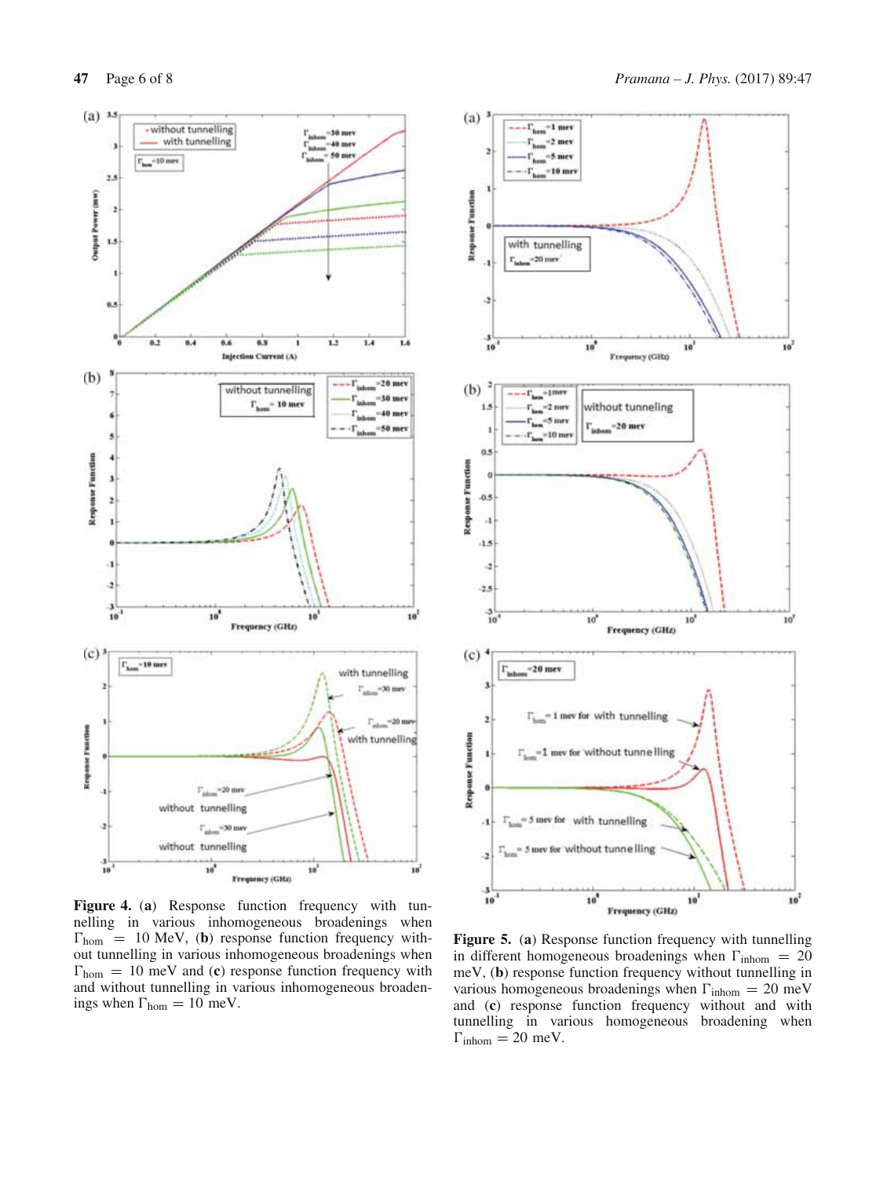**Figure 4.** (**a**) Response function frequency with tunnelling in various inhomogeneous broadenings when $\Gamma_{hom} = 10$ MeV, (**b**) response function frequency without tunnelling in various inhomogeneous broadenings when $\Gamma_{hom} = 10$ meV and (**c**) response function frequency with and without tunnelling in various inhomogeneous broadenings when $\Gamma_{hom} = 10$ meV.

**Figure 5.** (**a**) Response function frequency with tunnelling in different homogeneous broadenings when $\Gamma_{inhom} = 20$ meV, (**b**) response function frequency without tunnelling in various homogeneous broadenings when $\Gamma_{inhom} = 20$ meV and (**c**) response function frequency without and with tunnelling in various homogeneous broadening when $\Gamma_{inhom} = 20$ meV.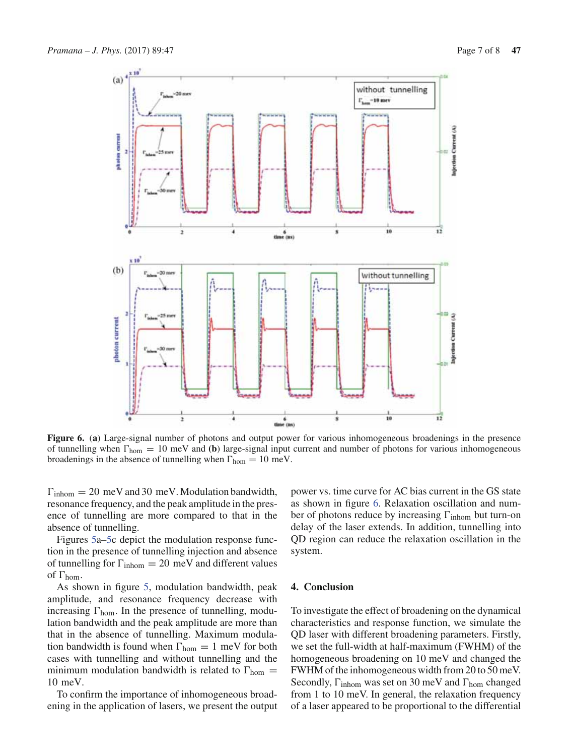Figure 6. (a) Large-signal number of photons and output power for various inhomogeneous broadenings in the presence of tunnelling when $\Gamma_{hom} = 10$ meV and (b) large-signal input current and number of photons for various inhomogeneous broadenings in the absence of tunnelling when $\Gamma_{hom} = 10$ meV.

$\Gamma_{inhom} = 20$ meV and 30 meV. Modulation bandwidth, resonance frequency, and the peak amplitude in the presence of tunnelling are more compared to that in the absence of tunnelling.

Figures 5a–5c depict the modulation response function in the presence of tunnelling injection and absence of tunnelling for $\Gamma_{inhom} = 20$ meV and different values of $\Gamma_{hom}$.

As shown in figure 5, modulation bandwidth, peak amplitude, and resonance frequency decrease with increasing $\Gamma_{hom}$. In the presence of tunnelling, modulation bandwidth and the peak amplitude are more than that in the absence of tunnelling. Maximum modulation bandwidth is found when $\Gamma_{hom} = 1$ meV for both cases with tunnelling and without tunnelling and the minimum modulation bandwidth is related to $\Gamma_{hom} = 10$ meV.

To confirm the importance of inhomogeneous broadening in the application of lasers, we present the output power vs. time curve for AC bias current in the GS state as shown in figure 6. Relaxation oscillation and number of photons reduce by increasing $\Gamma_{inhom}$ but turn-on delay of the laser extends. In addition, tunnelling into QD region can reduce the relaxation oscillation in the system.

## 4. Conclusion

To investigate the effect of broadening on the dynamical characteristics and response function, we simulate the QD laser with different broadening parameters. Firstly, we set the full-width at half-maximum (FWHM) of the homogeneous broadening on 10 meV and changed the FWHM of the inhomogeneous width from 20 to 50 meV. Secondly, $\Gamma_{inhom}$ was set on 30 meV and $\Gamma_{hom}$ changed from 1 to 10 meV. In general, the relaxation frequency of a laser appeared to be proportional to the differential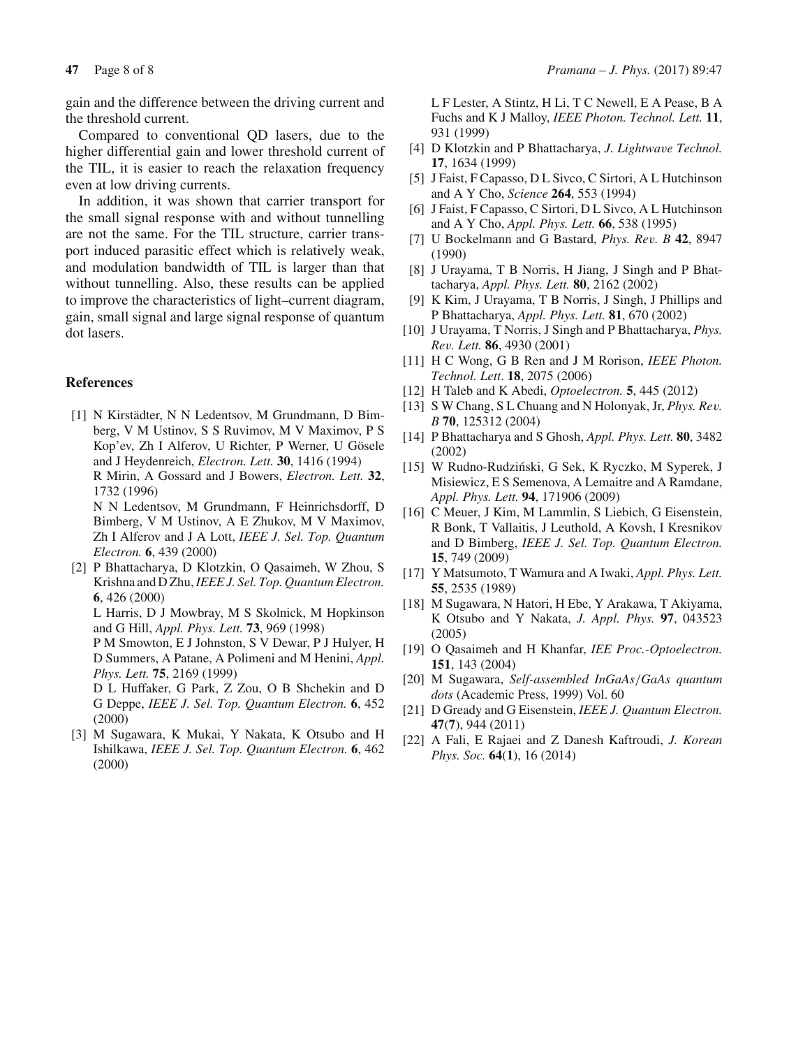gain and the difference between the driving current and the threshold current.

Compared to conventional QD lasers, due to the higher differential gain and lower threshold current of the TIL, it is easier to reach the relaxation frequency even at low driving currents.

In addition, it was shown that carrier transport for the small signal response with and without tunnelling are not the same. For the TIL structure, carrier transport induced parasitic effect which is relatively weak, and modulation bandwidth of TIL is larger than that without tunnelling. Also, these results can be applied to improve the characteristics of light–current diagram, gain, small signal and large signal response of quantum dot lasers.

## References

[1] N Kirstädter, N N Ledentsov, M Grundmann, D Bimberg, V M Ustinov, S S Ruvimov, M V Maximov, P S Kop'ev, Zh I Alferov, U Richter, P Werner, U Gösele and J Heydenreich, *Electron. Lett.* **30**, 1416 (1994)
R Mirin, A Gossard and J Bowers, *Electron. Lett.* **32**, 1732 (1996)
N N Ledentsov, M Grundmann, F Heinrichsdorff, D Bimberg, V M Ustinov, A E Zhukov, M V Maximov, Zh I Alferov and J A Lott, *IEEE J. Sel. Top. Quantum Electron.* **6**, 439 (2000)

[2] P Bhattacharya, D Klotzkin, O Qasaimeh, W Zhou, S Krishna and D Zhu, *IEEE J. Sel. Top. Quantum Electron.* **6**, 426 (2000)
L Harris, D J Mowbray, M S Skolnick, M Hopkinson and G Hill, *Appl. Phys. Lett.* **73**, 969 (1998)
P M Smowton, E J Johnston, S V Dewar, P J Hulyer, H D Summers, A Patane, A Polimeni and M Henini, *Appl. Phys. Lett.* **75**, 2169 (1999)
D L Huffaker, G Park, Z Zou, O B Shchekin and D G Deppe, *IEEE J. Sel. Top. Quantum Electron.* **6**, 452 (2000)

[3] M Sugawara, K Mukai, Y Nakata, K Otsubo and H Ishilkawa, *IEEE J. Sel. Top. Quantum Electron.* **6**, 462 (2000)
L F Lester, A Stintz, H Li, T C Newell, E A Pease, B A Fuchs and K J Malloy, *IEEE Photon. Technol. Lett.* **11**, 931 (1999)

[4] D Klotzkin and P Bhattacharya, *J. Lightwave Technol.* **17**, 1634 (1999)

[5] J Faist, F Capasso, D L Sivco, C Sirtori, A L Hutchinson and A Y Cho, *Science* **264**, 553 (1994)

[6] J Faist, F Capasso, C Sirtori, D L Sivco, A L Hutchinson and A Y Cho, *Appl. Phys. Lett.* **66**, 538 (1995)

[7] U Bockelmann and G Bastard, *Phys. Rev. B* **42**, 8947 (1990)

[8] J Urayama, T B Norris, H Jiang, J Singh and P Bhattacharya, *Appl. Phys. Lett.* **80**, 2162 (2002)

[9] K Kim, J Urayama, T B Norris, J Singh, J Phillips and P Bhattacharya, *Appl. Phys. Lett.* **81**, 670 (2002)

[10] J Urayama, T Norris, J Singh and P Bhattacharya, *Phys. Rev. Lett.* **86**, 4930 (2001)

[11] H C Wong, G B Ren and J M Rorison, *IEEE Photon. Technol. Lett*. **18**, 2075 (2006)

[12] H Taleb and K Abedi, *Optoelectron.* **5**, 445 (2012)

[13] S W Chang, S L Chuang and N Holonyak, Jr, *Phys. Rev. B* **70**, 125312 (2004)

[14] P Bhattacharya and S Ghosh, *Appl. Phys. Lett.* **80**, 3482 (2002)

[15] W Rudno-Rudziński, G Sek, K Ryczko, M Syperek, J Misiewicz, E S Semenova, A Lemaitre and A Ramdane, *Appl. Phys. Lett.* **94**, 171906 (2009)

[16] C Meuer, J Kim, M Lammlin, S Liebich, G Eisenstein, R Bonk, T Vallaitis, J Leuthold, A Kovsh, I Kresnikov and D Bimberg, *IEEE J. Sel. Top. Quantum Electron.* **15**, 749 (2009)

[17] Y Matsumoto, T Wamura and A Iwaki, *Appl. Phys. Lett.* **55**, 2535 (1989)

[18] M Sugawara, N Hatori, H Ebe, Y Arakawa, T Akiyama, K Otsubo and Y Nakata, *J. Appl. Phys.* **97**, 043523 (2005)

[19] O Qasaimeh and H Khanfar, *IEE Proc.-Optoelectron.* **151**, 143 (2004)

[20] M Sugawara, *Self-assembled InGaAs/GaAs quantum dots* (Academic Press, 1999) Vol. 60

[21] D Gready and G Eisenstein, *IEEE J. Quantum Electron.* **47**(**7**), 944 (2011)

[22] A Fali, E Rajaei and Z Danesh Kaftroudi, *J. Korean Phys. Soc.* **64**(**1**), 16 (2014)